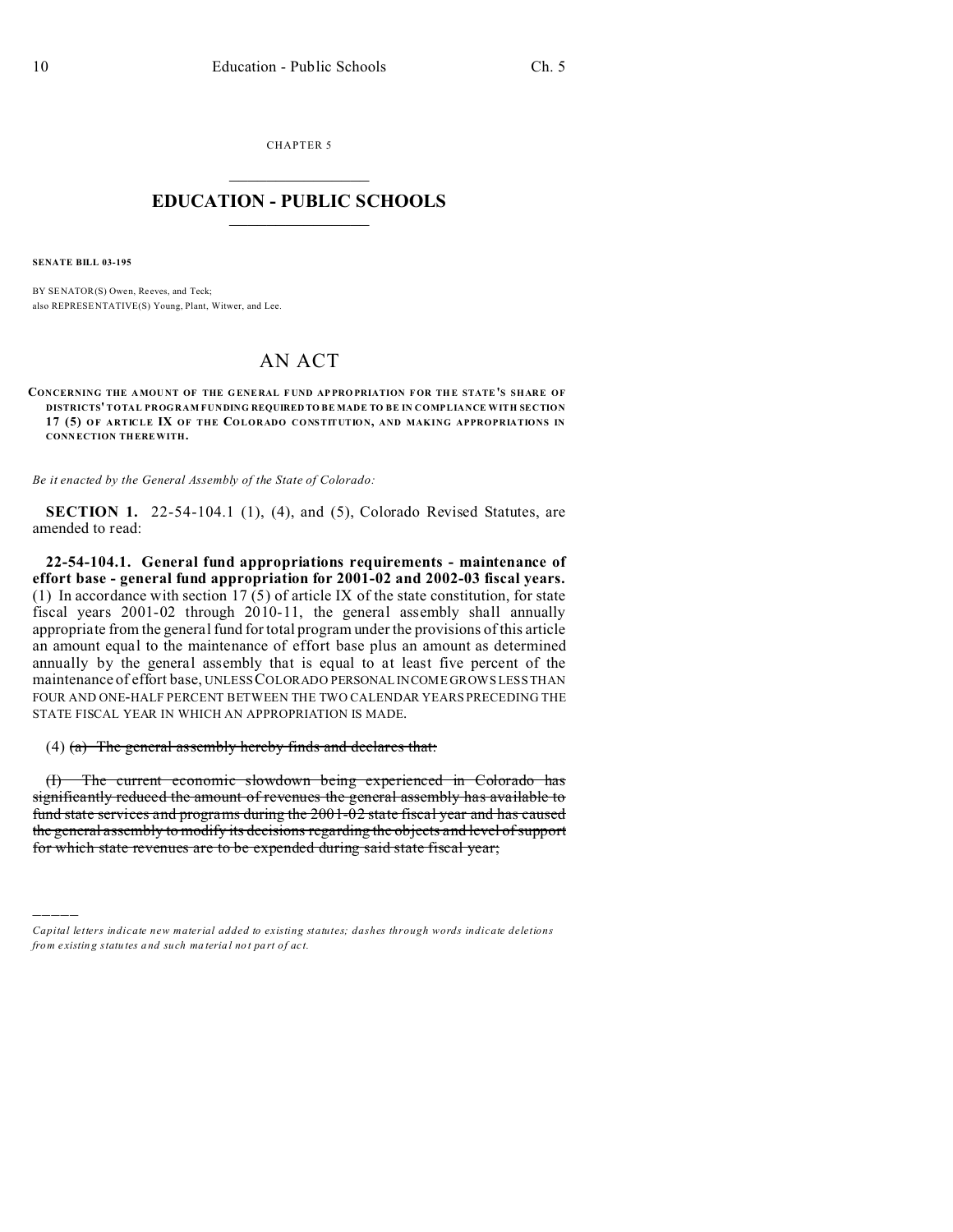CHAPTER 5

# EDUCATION - PUBLIC SCHOOLS

**SENATE BILL 03-195**

BY SENATOR(S) Owen, Reeves, and Teck;
also REPRESENTATIVE(S) Young, Plant, Witwer, and Lee.

## AN ACT

**CONCERNING THE AMOUNT OF THE GENERAL FUND APPROPRIATION FOR THE STATE'S SHARE OF DISTRICTS' TOTAL PROGRAM FUNDING REQUIRED TO BE MADE TO BE IN COMPLIANCE WITH SECTION 17 (5) OF ARTICLE IX OF THE COLORADO CONSTITUTION, AND MAKING APPROPRIATIONS IN CONNECTION THEREWITH.**

*Be it enacted by the General Assembly of the State of Colorado:*

**SECTION 1.** 22-54-104.1 (1), (4), and (5), Colorado Revised Statutes, are amended to read:

**22-54-104.1. General fund appropriations requirements - maintenance of effort base - general fund appropriation for 2001-02 and 2002-03 fiscal years.** (1) In accordance with section 17 (5) of article IX of the state constitution, for state fiscal years 2001-02 through 2010-11, the general assembly shall annually appropriate from the general fund for total program under the provisions of this article an amount equal to the maintenance of effort base plus an amount as determined annually by the general assembly that is equal to at least five percent of the maintenance of effort base, UNLESS COLORADO PERSONAL INCOME GROWS LESS THAN FOUR AND ONE-HALF PERCENT BETWEEN THE TWO CALENDAR YEARS PRECEDING THE STATE FISCAL YEAR IN WHICH AN APPROPRIATION IS MADE.

(4) ~~(a) The general assembly hereby finds and declares that:~~

~~(I) The current economic slowdown being experienced in Colorado has significantly reduced the amount of revenues the general assembly has available to fund state services and programs during the 2001-02 state fiscal year and has caused the general assembly to modify its decisions regarding the objects and level of support for which state revenues are to be expended during said state fiscal year;~~

---

*Capital letters indicate new material added to existing statutes; dashes through words indicate deletions from existing statutes and such material not part of act.*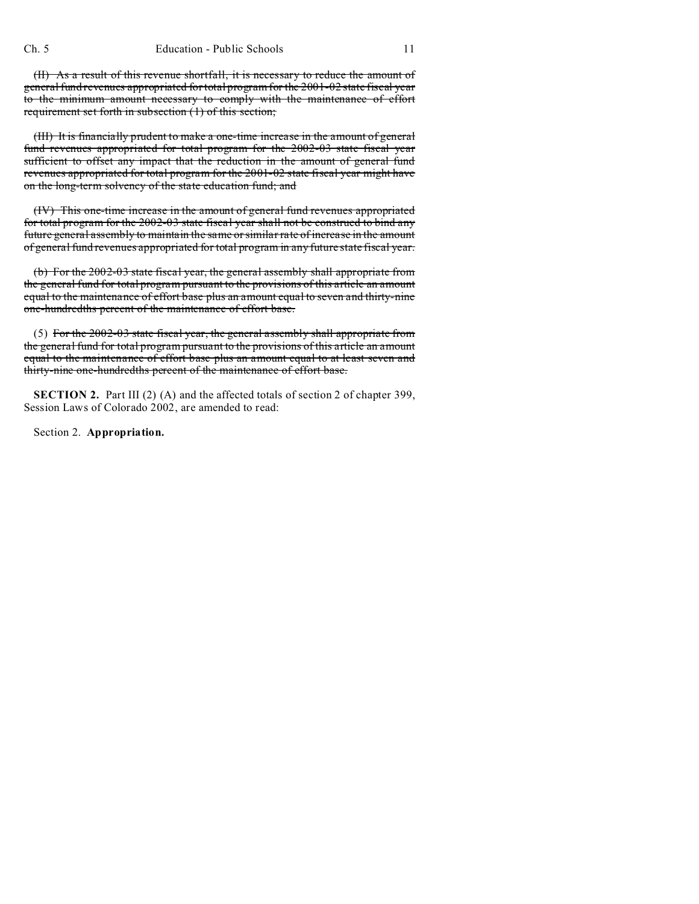~~(II) As a result of this revenue shortfall, it is necessary to reduce the amount of general fund revenues appropriated for total program for the 2001-02 state fiscal year to the minimum amount necessary to comply with the maintenance of effort requirement set forth in subsection (1) of this section;~~

~~(III) It is financially prudent to make a one-time increase in the amount of general fund revenues appropriated for total program for the 2002-03 state fiscal year sufficient to offset any impact that the reduction in the amount of general fund revenues appropriated for total program for the 2001-02 state fiscal year might have on the long-term solvency of the state education fund; and~~

~~(IV) This one-time increase in the amount of general fund revenues appropriated for total program for the 2002-03 state fiscal year shall not be construed to bind any future general assembly to maintain the same or similar rate of increase in the amount of general fund revenues appropriated for total program in any future state fiscal year.~~

~~(b) For the 2002-03 state fiscal year, the general assembly shall appropriate from the general fund for total program pursuant to the provisions of this article an amount equal to the maintenance of effort base plus an amount equal to seven and thirty-nine one-hundredths percent of the maintenance of effort base.~~

(5) ~~For the 2002-03 state fiscal year, the general assembly shall appropriate from the general fund for total program pursuant to the provisions of this article an amount equal to the maintenance of effort base plus an amount equal to at least seven and thirty-nine one-hundredths percent of the maintenance of effort base.~~

**SECTION 2.** Part III (2) (A) and the affected totals of section 2 of chapter 399, Session Laws of Colorado 2002, are amended to read:

Section 2. **Appropriation.**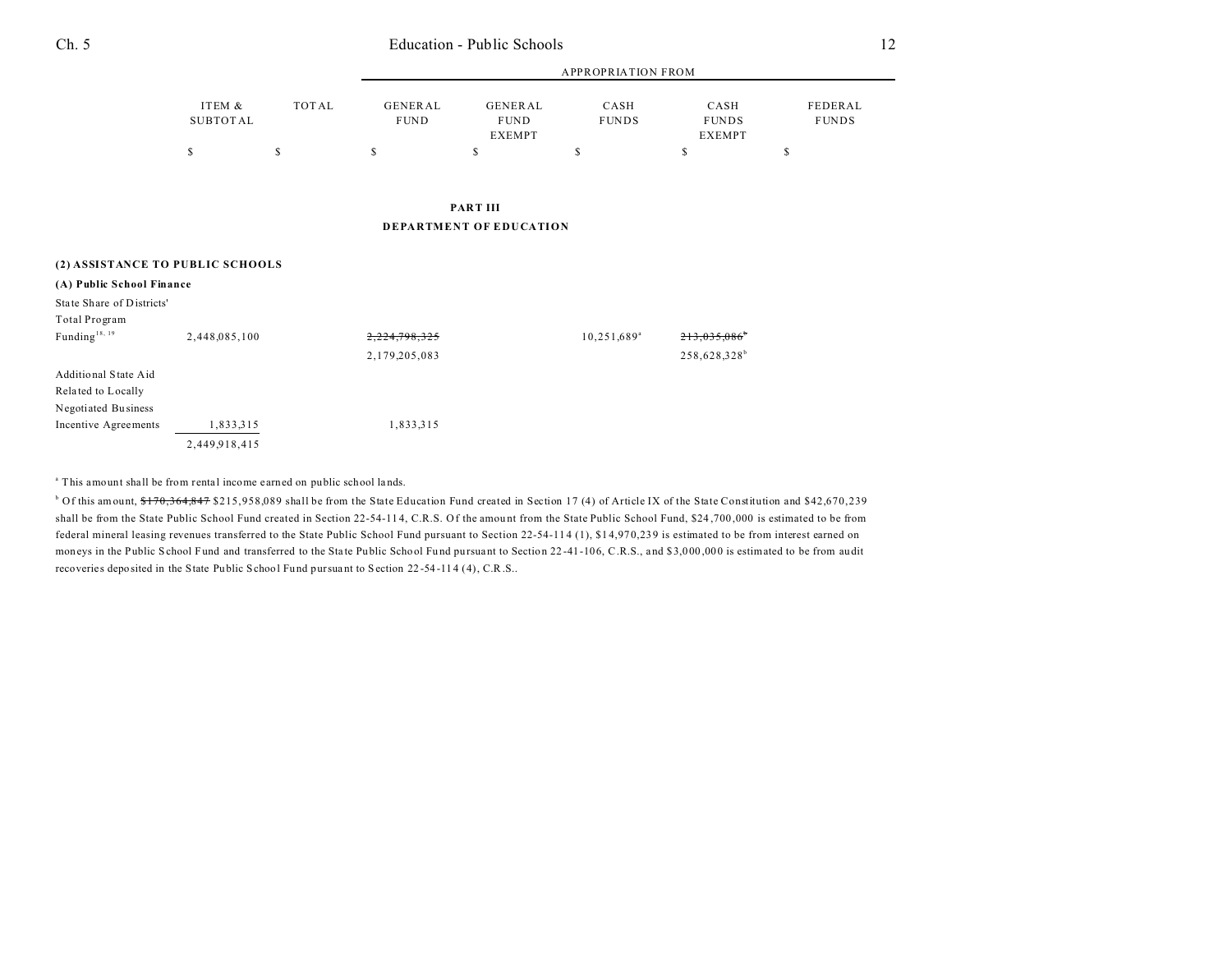| | ITEM & SUBTOTAL | TOTAL | APPROPRIATION FROM GENERAL FUND | GENERAL FUND EXEMPT | CASH FUNDS | CASH FUNDS EXEMPT | FEDERAL FUNDS |
|---|---|---|---|---|---|---|---|
| | $ | $ | $ | $ | $ | $ | $ |

## PART III
## DEPARTMENT OF EDUCATION

**(2) ASSISTANCE TO PUBLIC SCHOOLS**

**(A) Public School Finance**

| | ITEM & SUBTOTAL | TOTAL | GENERAL FUND | GENERAL FUND EXEMPT | CASH FUNDS | CASH FUNDS EXEMPT | FEDERAL FUNDS |
|---|---|---|---|---|---|---|---|
| State Share of Districts' Total Program Funding[18, 19] | 2,448,085,100 | | ~~2,224,798,325~~ 2,179,205,083 | | 10,251,689[a] | ~~213,035,086~~[b] 258,628,328[b] | |
| Additional State Aid Related to Locally Negotiated Business Incentive Agreements | 1,833,315 | | 1,833,315 | | | | |
| | 2,449,918,415 | | | | | | |

[a] This amount shall be from rental income earned on public school lands.

[b] Of this amount, ~~$170,364,847~~ $215,958,089 shall be from the State Education Fund created in Section 17 (4) of Article IX of the State Constitution and $42,670,239 shall be from the State Public School Fund created in Section 22-54-114, C.R.S. Of the amount from the State Public School Fund, $24,700,000 is estimated to be from federal mineral leasing revenues transferred to the State Public School Fund pursuant to Section 22-54-114 (1), $14,970,239 is estimated to be from interest earned on moneys in the Public School Fund and transferred to the State Public School Fund pursuant to Section 22-41-106, C.R.S., and $3,000,000 is estimated to be from audit recoveries deposited in the State Public School Fund pursuant to Section 22-54-114 (4), C.R.S..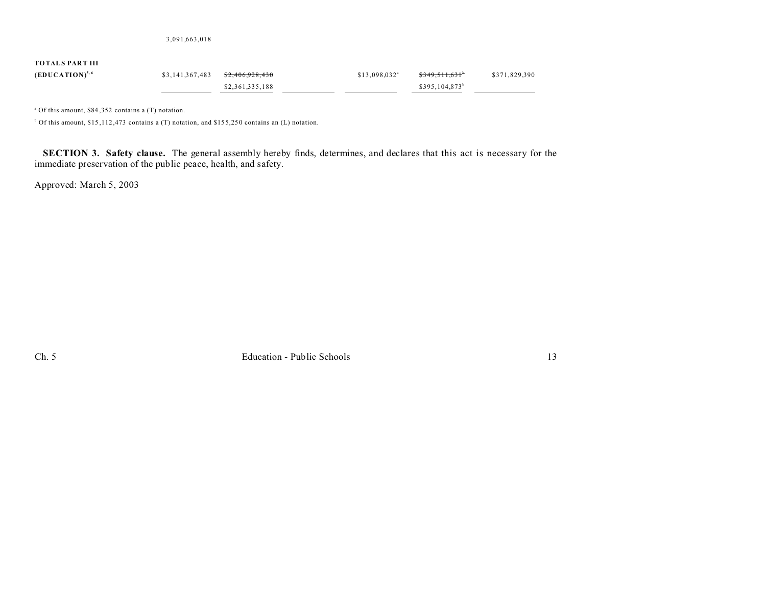| | | | | | | |
|---|---|---|---|---|---|---|
| | 3,091,663,018 | | | | | |
| **TOTALS PART III (EDUCATION)**[5, 6] | $3,141,367,483 | ~~$2,406,928,430~~ $2,361,335,188 | | $13,098,032[a] | ~~$349,511,631~~[b] $395,104,873[b] | $371,829,390 |

[a] Of this amount, $84,352 contains a (T) notation.

[b] Of this amount, $15,112,473 contains a (T) notation, and $155,250 contains an (L) notation.

**SECTION 3. Safety clause.** The general assembly hereby finds, determines, and declares that this act is necessary for the immediate preservation of the public peace, health, and safety.

Approved: March 5, 2003